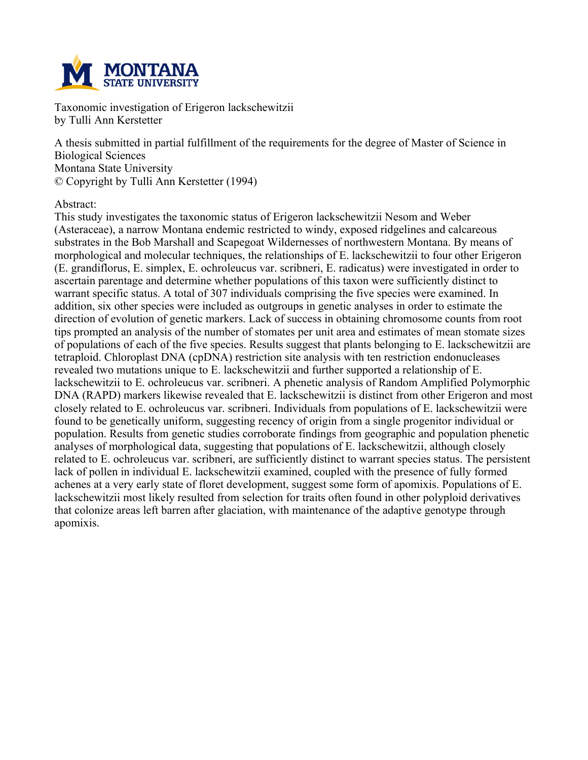Taxonomic investigation of Erigeron lackschewitzii
by Tulli Ann Kerstetter

A thesis submitted in partial fulfillment of the requirements for the degree of Master of Science in Biological Sciences
Montana State University
© Copyright by Tulli Ann Kerstetter (1994)

Abstract:

This study investigates the taxonomic status of Erigeron lackschewitzii Nesom and Weber (Asteraceae), a narrow Montana endemic restricted to windy, exposed ridgelines and calcareous substrates in the Bob Marshall and Scapegoat Wildernesses of northwestern Montana. By means of morphological and molecular techniques, the relationships of E. lackschewitzii to four other Erigeron (E. grandiflorus, E. simplex, E. ochroleucus var. scribneri, E. radicatus) were investigated in order to ascertain parentage and determine whether populations of this taxon were sufficiently distinct to warrant specific status. A total of 307 individuals comprising the five species were examined. In addition, six other species were included as outgroups in genetic analyses in order to estimate the direction of evolution of genetic markers. Lack of success in obtaining chromosome counts from root tips prompted an analysis of the number of stomates per unit area and estimates of mean stomate sizes of populations of each of the five species. Results suggest that plants belonging to E. lackschewitzii are tetraploid. Chloroplast DNA (cpDNA) restriction site analysis with ten restriction endonucleases revealed two mutations unique to E. lackschewitzii and further supported a relationship of E. lackschewitzii to E. ochroleucus var. scribneri. A phenetic analysis of Random Amplified Polymorphic DNA (RAPD) markers likewise revealed that E. lackschewitzii is distinct from other Erigeron and most closely related to E. ochroleucus var. scribneri. Individuals from populations of E. lackschewitzii were found to be genetically uniform, suggesting recency of origin from a single progenitor individual or population. Results from genetic studies corroborate findings from geographic and population phenetic analyses of morphological data, suggesting that populations of E. lackschewitzii, although closely related to E. ochroleucus var. scribneri, are sufficiently distinct to warrant species status. The persistent lack of pollen in individual E. lackschewitzii examined, coupled with the presence of fully formed achenes at a very early state of floret development, suggest some form of apomixis. Populations of E. lackschewitzii most likely resulted from selection for traits often found in other polyploid derivatives that colonize areas left barren after glaciation, with maintenance of the adaptive genotype through apomixis.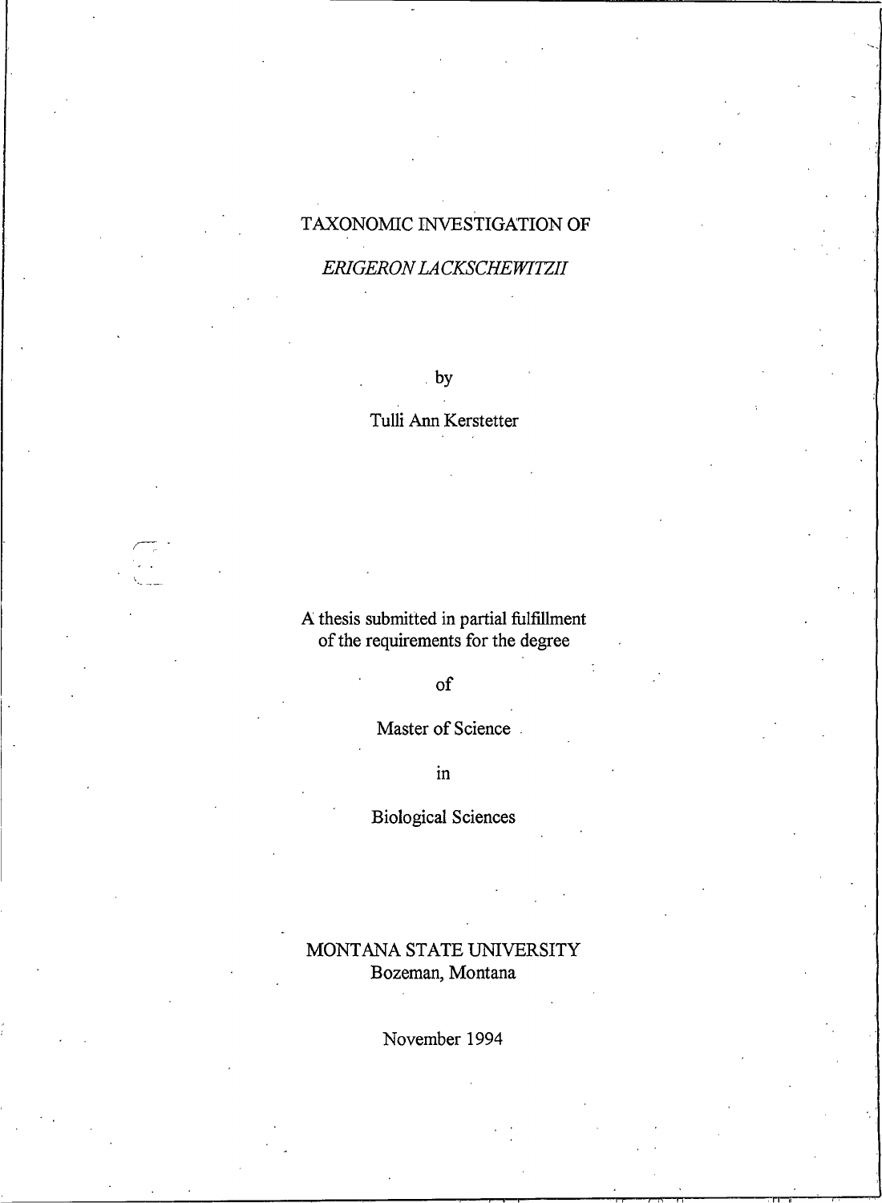# TAXONOMIC INVESTIGATION OF

# *ERIGERON LACKSCHEWITZII*

by

Tulli Ann Kerstetter

A thesis submitted in partial fulfillment
of the requirements for the degree

of

Master of Science

in

Biological Sciences

MONTANA STATE UNIVERSITY
Bozeman, Montana

November 1994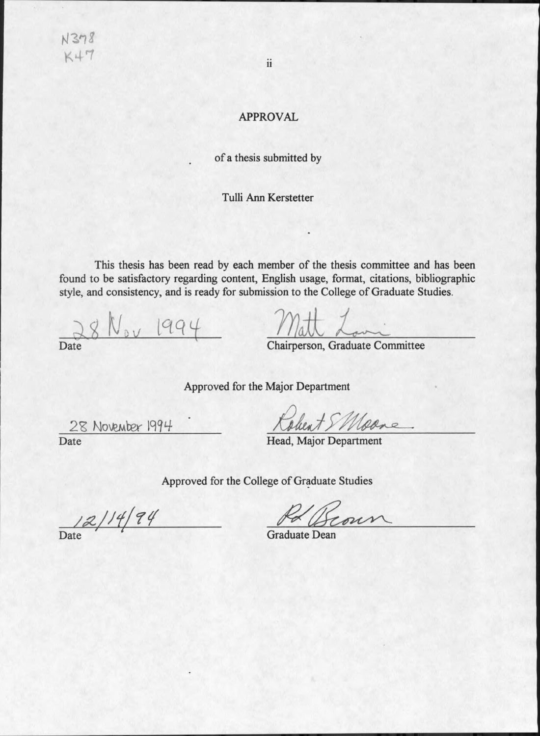N378
K47

# APPROVAL

of a thesis submitted by

Tulli Ann Kerstetter

This thesis has been read by each member of the thesis committee and has been found to be satisfactory regarding content, English usage, format, citations, bibliographic style, and consistency, and is ready for submission to the College of Graduate Studies.

| 28 Nov 1994 | Matt Lavin |
|---|---|
| Date | Chairperson, Graduate Committee |

Approved for the Major Department

| 28 November 1994 | Robert S Moore |
|---|---|
| Date | Head, Major Department |

Approved for the College of Graduate Studies

| 12/14/94 | RL Brown |
|---|---|
| Date | Graduate Dean |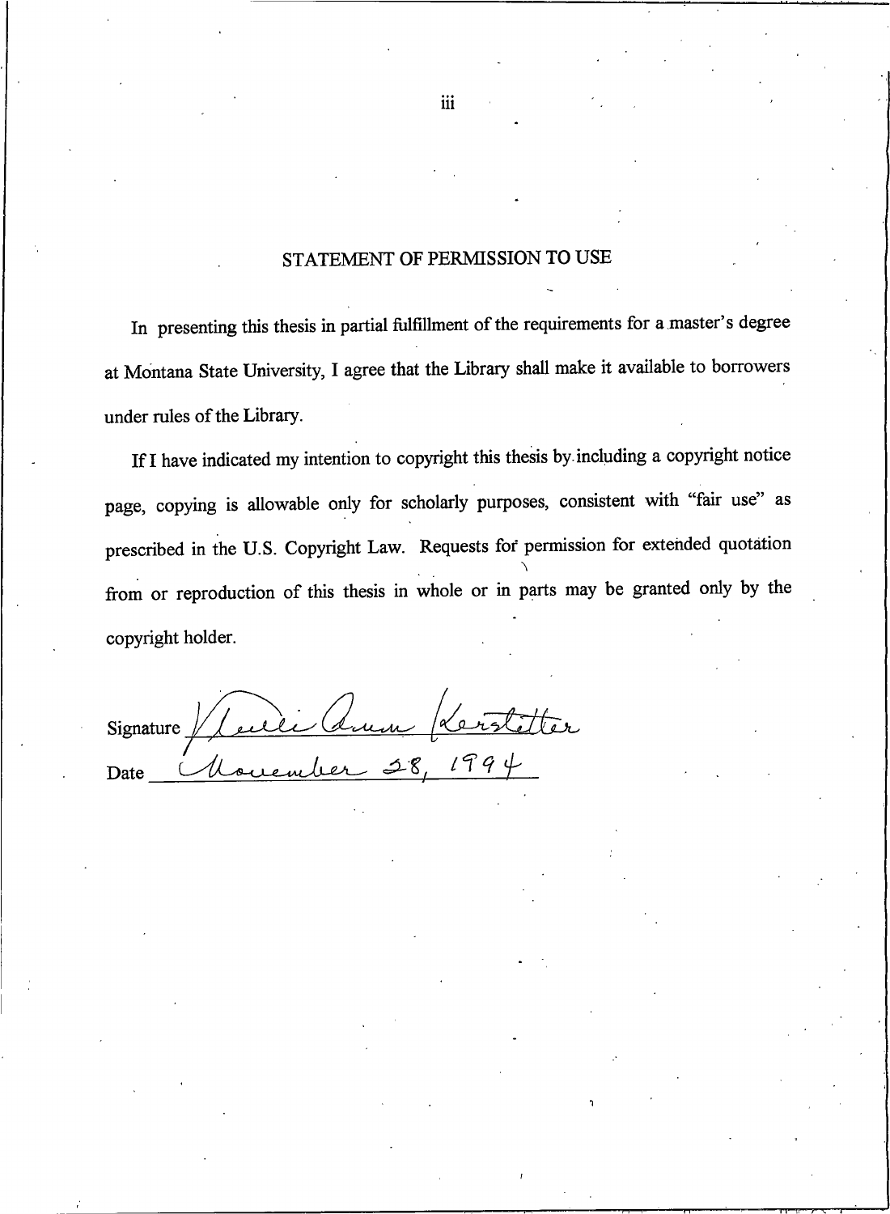## STATEMENT OF PERMISSION TO USE

In presenting this thesis in partial fulfillment of the requirements for a master's degree at Montana State University, I agree that the Library shall make it available to borrowers under rules of the Library.

If I have indicated my intention to copyright this thesis by including a copyright notice page, copying is allowable only for scholarly purposes, consistent with "fair use" as prescribed in the U.S. Copyright Law. Requests for permission for extended quotation from or reproduction of this thesis in whole or in parts may be granted only by the copyright holder.

Signature Vicki Ann Kerstetter

Date November 28, 1994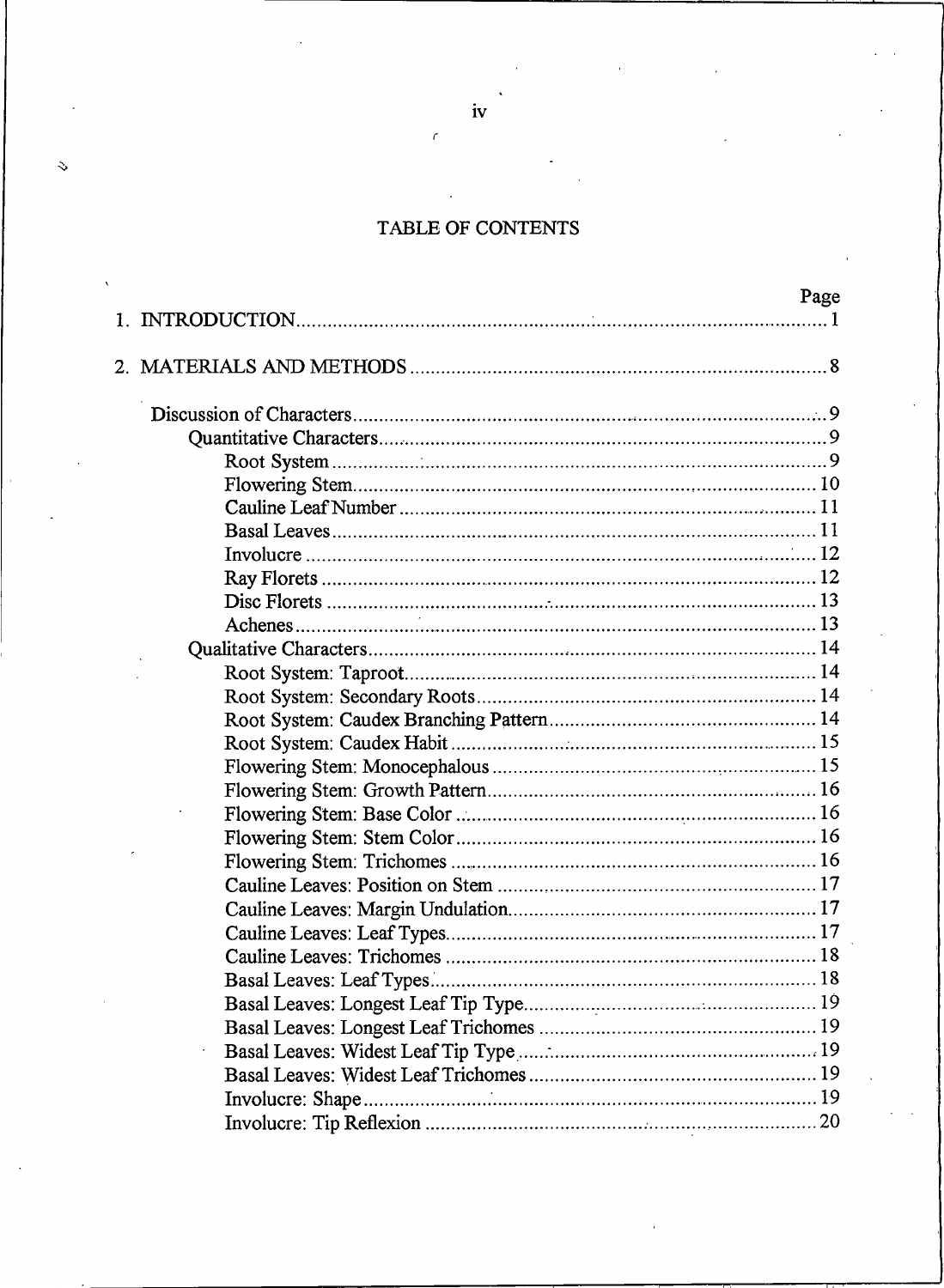# TABLE OF CONTENTS

| | Page |
|---|---|
| 1. INTRODUCTION | 1 |
| 2. MATERIALS AND METHODS | 8 |
| Discussion of Characters | 9 |
| Quantitative Characters | 9 |
| Root System | 9 |
| Flowering Stem | 10 |
| Cauline Leaf Number | 11 |
| Basal Leaves | 11 |
| Involucre | 12 |
| Ray Florets | 12 |
| Disc Florets | 13 |
| Achenes | 13 |
| Qualitative Characters | 14 |
| Root System: Taproot | 14 |
| Root System: Secondary Roots | 14 |
| Root System: Caudex Branching Pattern | 14 |
| Root System: Caudex Habit | 15 |
| Flowering Stem: Monocephalous | 15 |
| Flowering Stem: Growth Pattern | 16 |
| Flowering Stem: Base Color | 16 |
| Flowering Stem: Stem Color | 16 |
| Flowering Stem: Trichomes | 16 |
| Cauline Leaves: Position on Stem | 17 |
| Cauline Leaves: Margin Undulation | 17 |
| Cauline Leaves: Leaf Types | 17 |
| Cauline Leaves: Trichomes | 18 |
| Basal Leaves: Leaf Types | 18 |
| Basal Leaves: Longest Leaf Tip Type | 19 |
| Basal Leaves: Longest Leaf Trichomes | 19 |
| Basal Leaves: Widest Leaf Tip Type | 19 |
| Basal Leaves: Widest Leaf Trichomes | 19 |
| Involucre: Shape | 19 |
| Involucre: Tip Reflexion | 20 |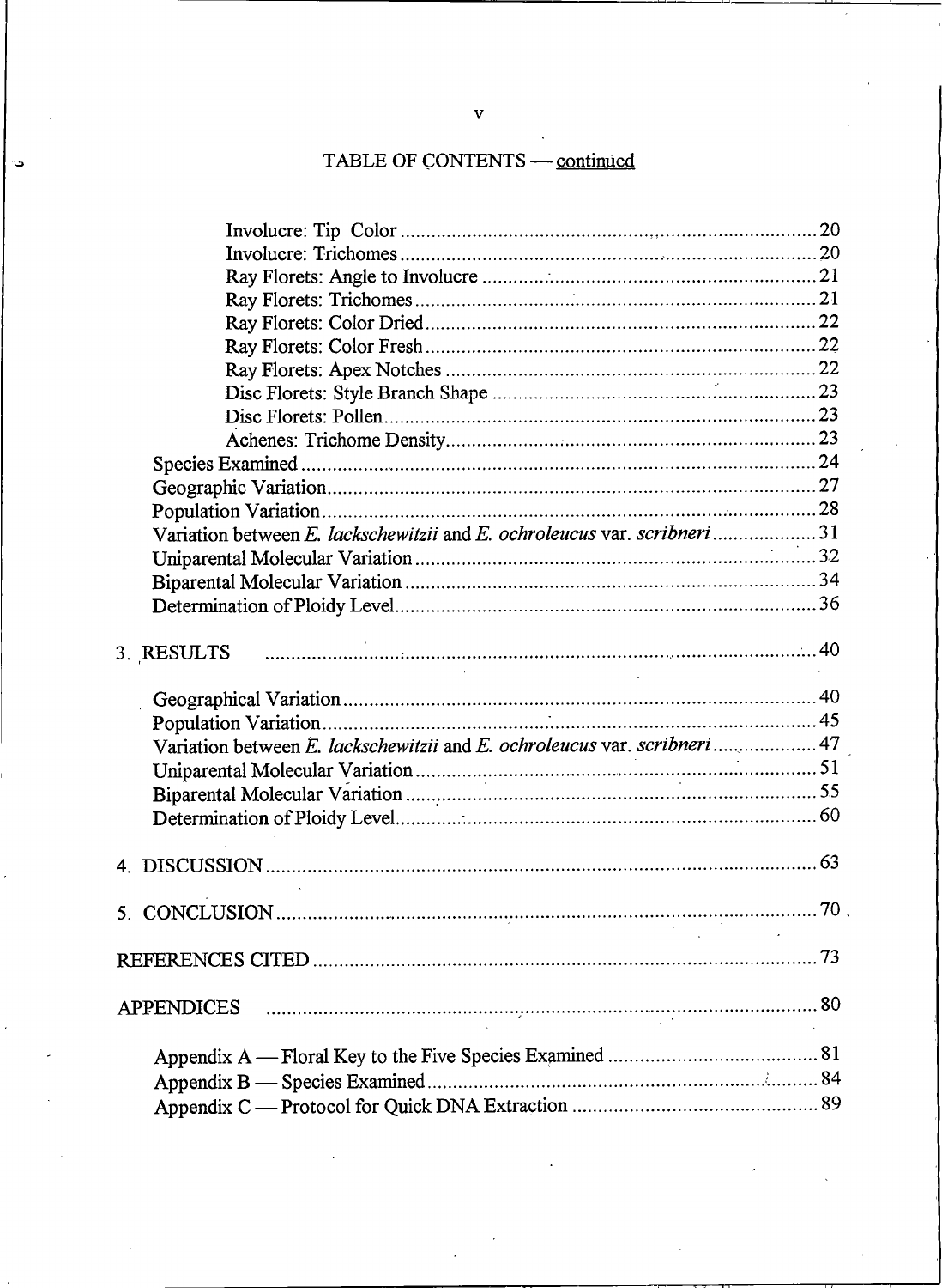TABLE OF CONTENTS — continued

- Involucre: Tip Color ........ 20
- Involucre: Trichomes ........ 20
- Ray Florets: Angle to Involucre ........ 21
- Ray Florets: Trichomes ........ 21
- Ray Florets: Color Dried ........ 22
- Ray Florets: Color Fresh ........ 22
- Ray Florets: Apex Notches ........ 22
- Disc Florets: Style Branch Shape ........ 23
- Disc Florets: Pollen ........ 23
- Achenes: Trichome Density ........ 23

Species Examined ........ 24
Geographic Variation ........ 27
Population Variation ........ 28
Variation between *E. lackschewitzii* and *E. ochroleucus* var. *scribneri* ........ 31
Uniparental Molecular Variation ........ 32
Biparental Molecular Variation ........ 34
Determination of Ploidy Level ........ 36

3. RESULTS ........ 40

Geographical Variation ........ 40
Population Variation ........ 45
Variation between *E. lackschewitzii* and *E. ochroleucus* var. *scribneri* ........ 47
Uniparental Molecular Variation ........ 51
Biparental Molecular Variation ........ 55
Determination of Ploidy Level ........ 60

4. DISCUSSION ........ 63

5. CONCLUSION ........ 70

REFERENCES CITED ........ 73

APPENDICES ........ 80

Appendix A — Floral Key to the Five Species Examined ........ 81
Appendix B — Species Examined ........ 84
Appendix C — Protocol for Quick DNA Extraction ........ 89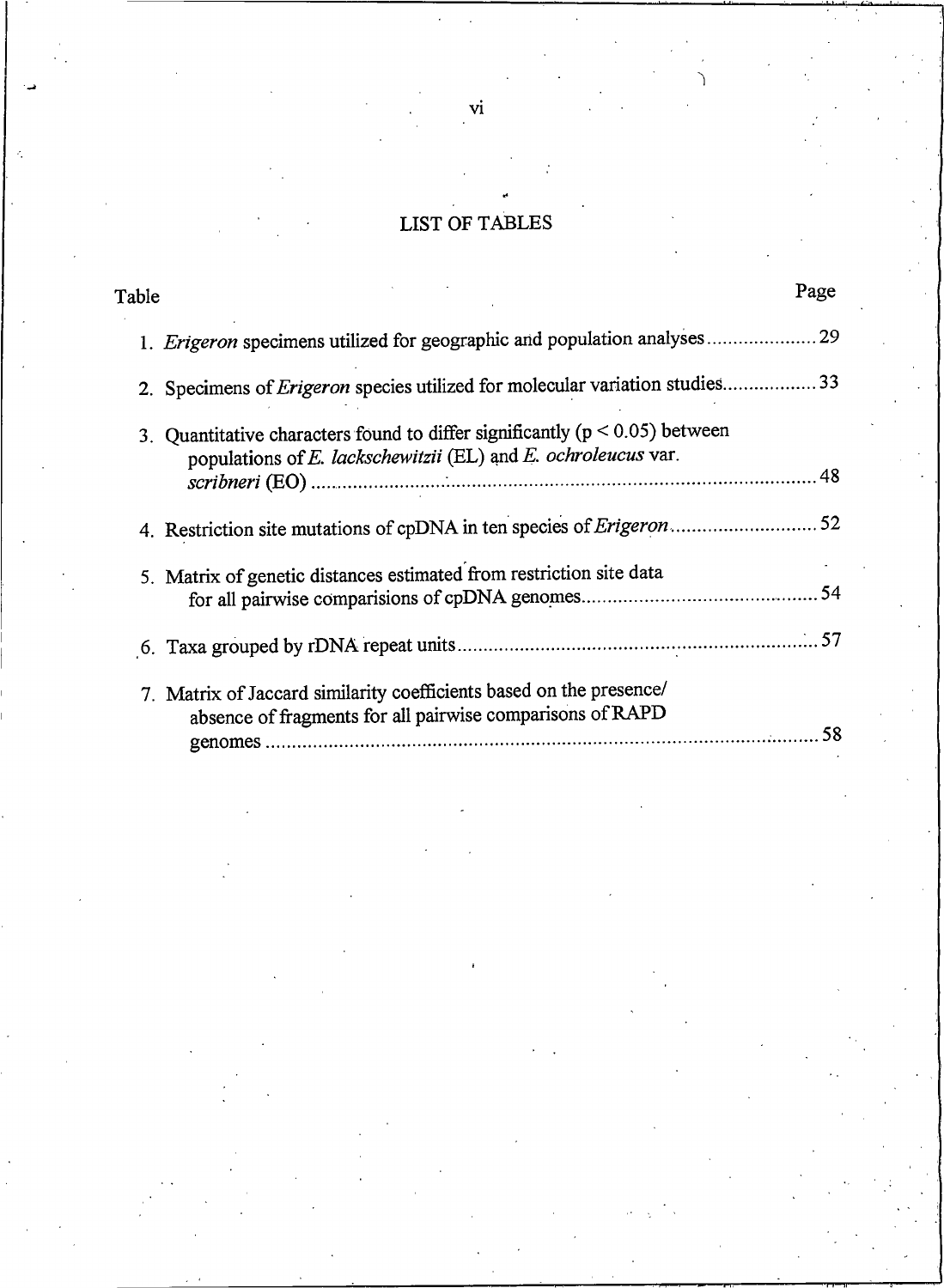# LIST OF TABLES

| Table | Page |
|---|---|
| 1. *Erigeron* specimens utilized for geographic and population analyses | 29 |
| 2. Specimens of *Erigeron* species utilized for molecular variation studies | 33 |
| 3. Quantitative characters found to differ significantly ($p < 0.05$) between populations of *E. lackschewitzii* (EL) and *E. ochroleucus* var. *scribneri* (EO) | 48 |
| 4. Restriction site mutations of cpDNA in ten species of *Erigeron* | 52 |
| 5. Matrix of genetic distances estimated from restriction site data for all pairwise comparisions of cpDNA genomes | 54 |
| 6. Taxa grouped by rDNA repeat units | 57 |
| 7. Matrix of Jaccard similarity coefficients based on the presence/absence of fragments for all pairwise comparisons of RAPD genomes | 58 |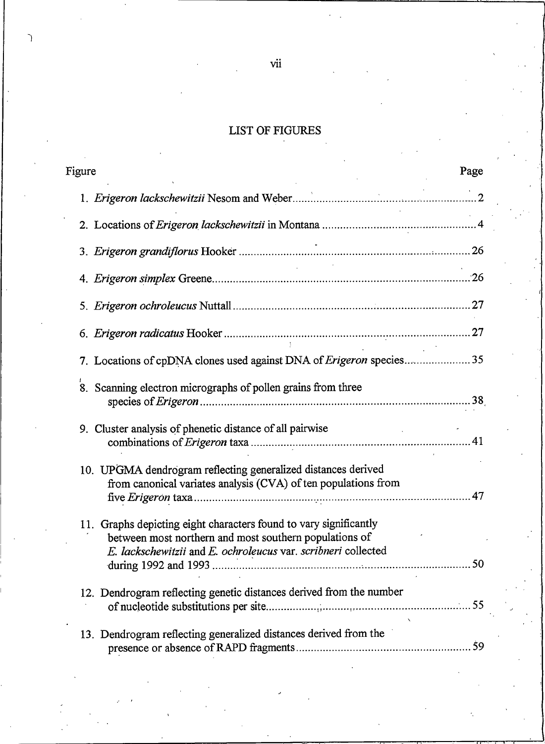## LIST OF FIGURES

| Figure | Page |
| --- | --- |
| 1. *Erigeron lackschewitzii* Nesom and Weber | 2 |
| 2. Locations of *Erigeron lackschewitzii* in Montana | 4 |
| 3. *Erigeron grandiflorus* Hooker | 26 |
| 4. *Erigeron simplex* Greene | 26 |
| 5. *Erigeron ochroleucus* Nuttall | 27 |
| 6. *Erigeron radicatus* Hooker | 27 |
| 7. Locations of cpDNA clones used against DNA of *Erigeron* species | 35 |
| 8. Scanning electron micrographs of pollen grains from three species of *Erigeron* | 38 |
| 9. Cluster analysis of phenetic distance of all pairwise combinations of *Erigeron* taxa | 41 |
| 10. UPGMA dendrogram reflecting generalized distances derived from canonical variates analysis (CVA) of ten populations from five *Erigeron* taxa | 47 |
| 11. Graphs depicting eight characters found to vary significantly between most northern and most southern populations of *E. lackschewitzii* and *E. ochroleucus* var. *scribneri* collected during 1992 and 1993 | 50 |
| 12. Dendrogram reflecting genetic distances derived from the number of nucleotide substitutions per site | 55 |
| 13. Dendrogram reflecting generalized distances derived from the presence or absence of RAPD fragments | 59 |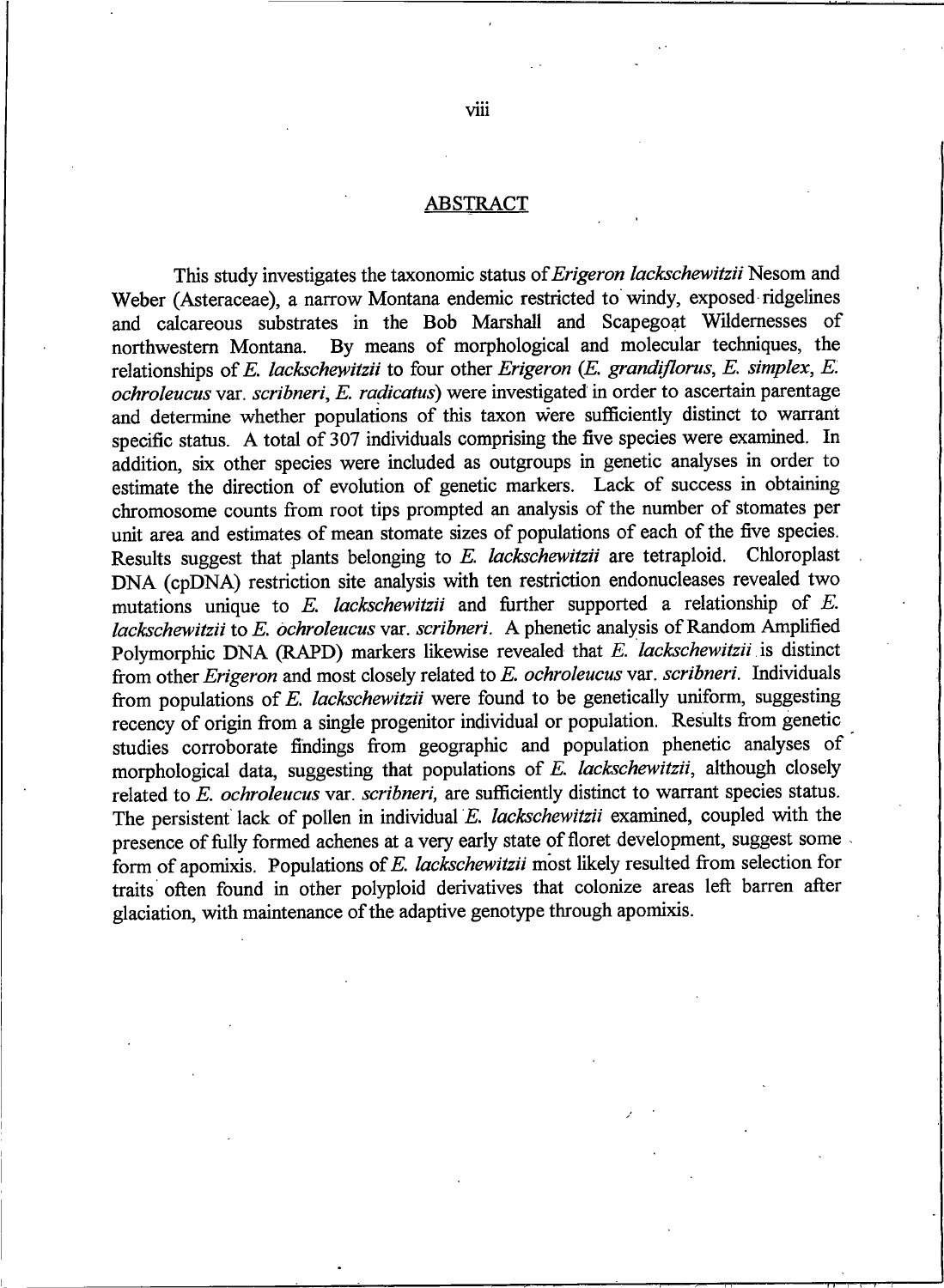## ABSTRACT

This study investigates the taxonomic status of *Erigeron lackschewitzii* Nesom and Weber (Asteraceae), a narrow Montana endemic restricted to windy, exposed ridgelines and calcareous substrates in the Bob Marshall and Scapegoat Wildernesses of northwestern Montana. By means of morphological and molecular techniques, the relationships of *E. lackschewitzii* to four other *Erigeron* (*E. grandiflorus*, *E. simplex*, *E. ochroleucus* var. *scribneri*, *E. radicatus*) were investigated in order to ascertain parentage and determine whether populations of this taxon were sufficiently distinct to warrant specific status. A total of 307 individuals comprising the five species were examined. In addition, six other species were included as outgroups in genetic analyses in order to estimate the direction of evolution of genetic markers. Lack of success in obtaining chromosome counts from root tips prompted an analysis of the number of stomates per unit area and estimates of mean stomate sizes of populations of each of the five species. Results suggest that plants belonging to *E. lackschewitzii* are tetraploid. Chloroplast DNA (cpDNA) restriction site analysis with ten restriction endonucleases revealed two mutations unique to *E. lackschewitzii* and further supported a relationship of *E. lackschewitzii* to *E. ochroleucus* var. *scribneri*. A phenetic analysis of Random Amplified Polymorphic DNA (RAPD) markers likewise revealed that *E. lackschewitzii* is distinct from other *Erigeron* and most closely related to *E. ochroleucus* var. *scribneri*. Individuals from populations of *E. lackschewitzii* were found to be genetically uniform, suggesting recency of origin from a single progenitor individual or population. Results from genetic studies corroborate findings from geographic and population phenetic analyses of morphological data, suggesting that populations of *E. lackschewitzii*, although closely related to *E. ochroleucus* var. *scribneri*, are sufficiently distinct to warrant species status. The persistent lack of pollen in individual *E. lackschewitzii* examined, coupled with the presence of fully formed achenes at a very early state of floret development, suggest some form of apomixis. Populations of *E. lackschewitzii* most likely resulted from selection for traits often found in other polyploid derivatives that colonize areas left barren after glaciation, with maintenance of the adaptive genotype through apomixis.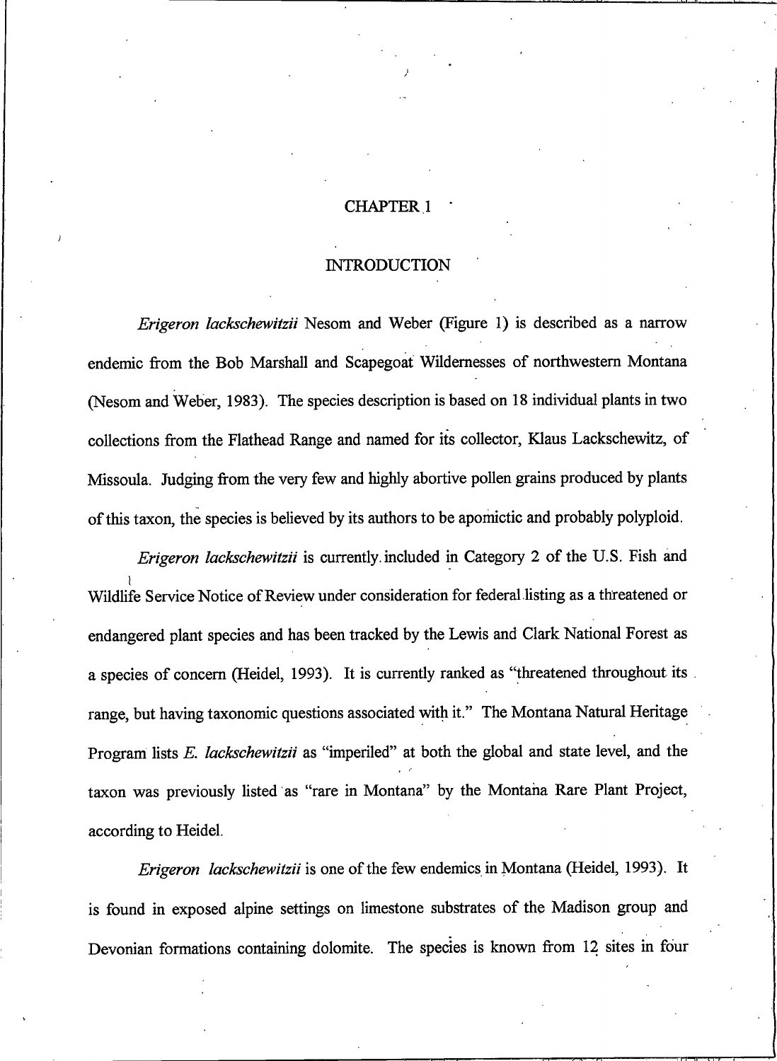# CHAPTER 1

## INTRODUCTION

*Erigeron lackschewitzii* Nesom and Weber (Figure 1) is described as a narrow endemic from the Bob Marshall and Scapegoat Wildernesses of northwestern Montana (Nesom and Weber, 1983). The species description is based on 18 individual plants in two collections from the Flathead Range and named for its collector, Klaus Lackschewitz, of Missoula. Judging from the very few and highly abortive pollen grains produced by plants of this taxon, the species is believed by its authors to be apomictic and probably polyploid.

*Erigeron lackschewitzii* is currently included in Category 2 of the U.S. Fish and Wildlife Service Notice of Review under consideration for federal listing as a threatened or endangered plant species and has been tracked by the Lewis and Clark National Forest as a species of concern (Heidel, 1993). It is currently ranked as "threatened throughout its range, but having taxonomic questions associated with it." The Montana Natural Heritage Program lists *E. lackschewitzii* as "imperiled" at both the global and state level, and the taxon was previously listed as "rare in Montana" by the Montana Rare Plant Project, according to Heidel.

*Erigeron lackschewitzii* is one of the few endemics in Montana (Heidel, 1993). It is found in exposed alpine settings on limestone substrates of the Madison group and Devonian formations containing dolomite. The species is known from 12 sites in four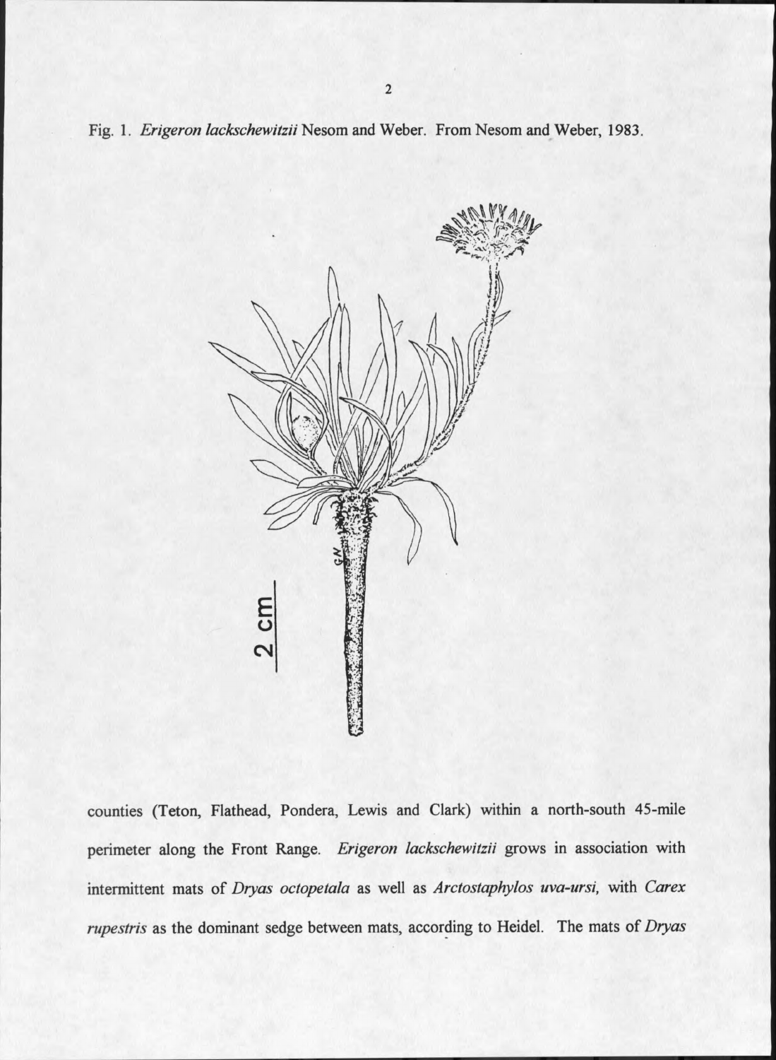Fig. 1. *Erigeron lackschewitzii* Nesom and Weber. From Nesom and Weber, 1983.

counties (Teton, Flathead, Pondera, Lewis and Clark) within a north-south 45-mile perimeter along the Front Range. *Erigeron lackschewitzii* grows in association with intermittent mats of *Dryas octopetala* as well as *Arctostaphylos uva-ursi*, with *Carex rupestris* as the dominant sedge between mats, according to Heidel. The mats of *Dryas*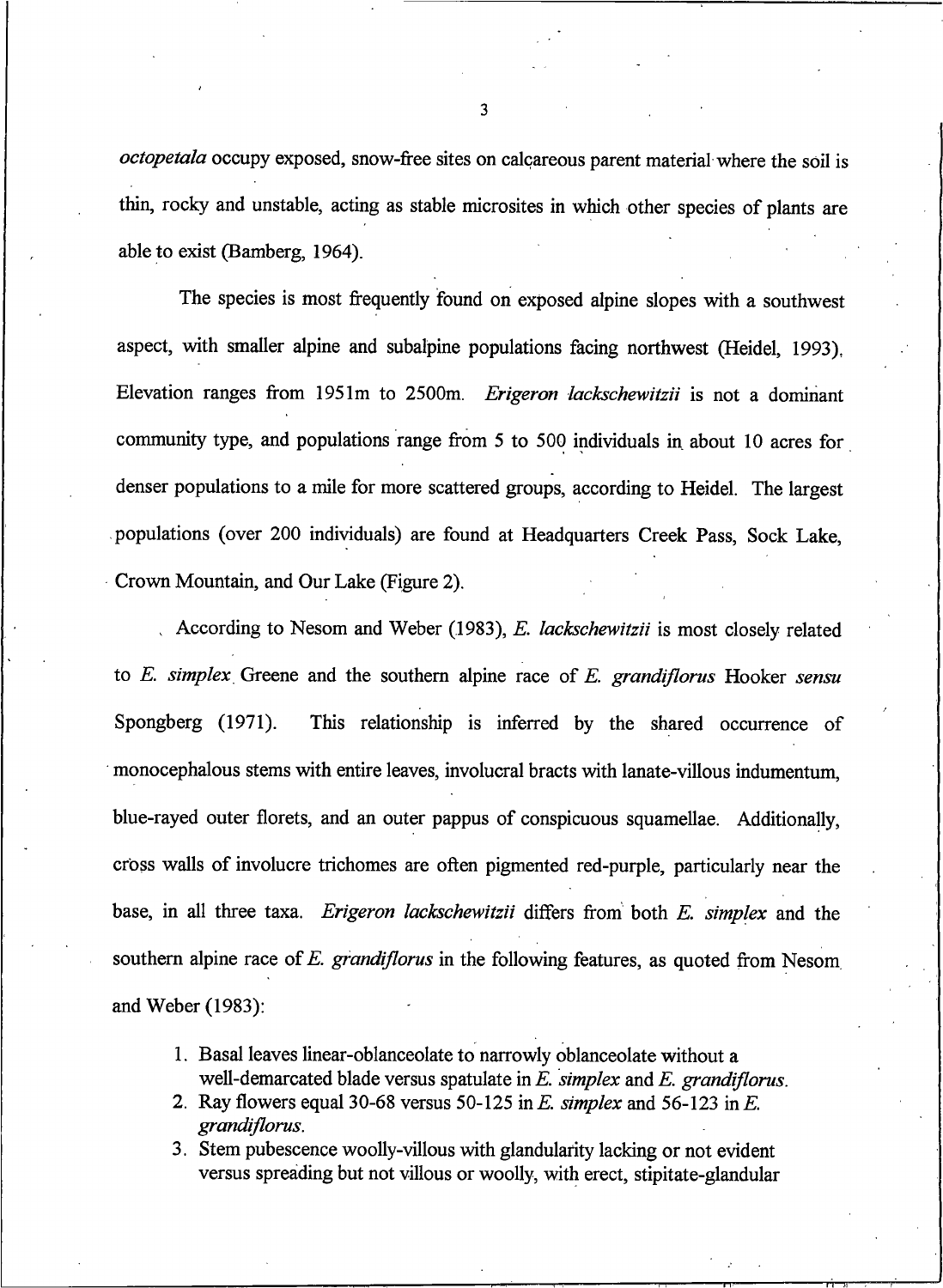*octopetala* occupy exposed, snow-free sites on calcareous parent material where the soil is thin, rocky and unstable, acting as stable microsites in which other species of plants are able to exist (Bamberg, 1964).

The species is most frequently found on exposed alpine slopes with a southwest aspect, with smaller alpine and subalpine populations facing northwest (Heidel, 1993). Elevation ranges from 1951m to 2500m. *Erigeron lackschewitzii* is not a dominant community type, and populations range from 5 to 500 individuals in about 10 acres for denser populations to a mile for more scattered groups, according to Heidel. The largest populations (over 200 individuals) are found at Headquarters Creek Pass, Sock Lake, Crown Mountain, and Our Lake (Figure 2).

According to Nesom and Weber (1983), *E. lackschewitzii* is most closely related to *E. simplex* Greene and the southern alpine race of *E. grandiflorus* Hooker *sensu* Spongberg (1971). This relationship is inferred by the shared occurrence of monocephalous stems with entire leaves, involucral bracts with lanate-villous indumentum, blue-rayed outer florets, and an outer pappus of conspicuous squamellae. Additionally, cross walls of involucre trichomes are often pigmented red-purple, particularly near the base, in all three taxa. *Erigeron lackschewitzii* differs from both *E. simplex* and the southern alpine race of *E. grandiflorus* in the following features, as quoted from Nesom and Weber (1983):

1. Basal leaves linear-oblanceolate to narrowly oblanceolate without a well-demarcated blade versus spatulate in *E. simplex* and *E. grandiflorus*.
2. Ray flowers equal 30-68 versus 50-125 in *E. simplex* and 56-123 in *E. grandiflorus*.
3. Stem pubescence woolly-villous with glandularity lacking or not evident versus spreading but not villous or woolly, with erect, stipitate-glandular